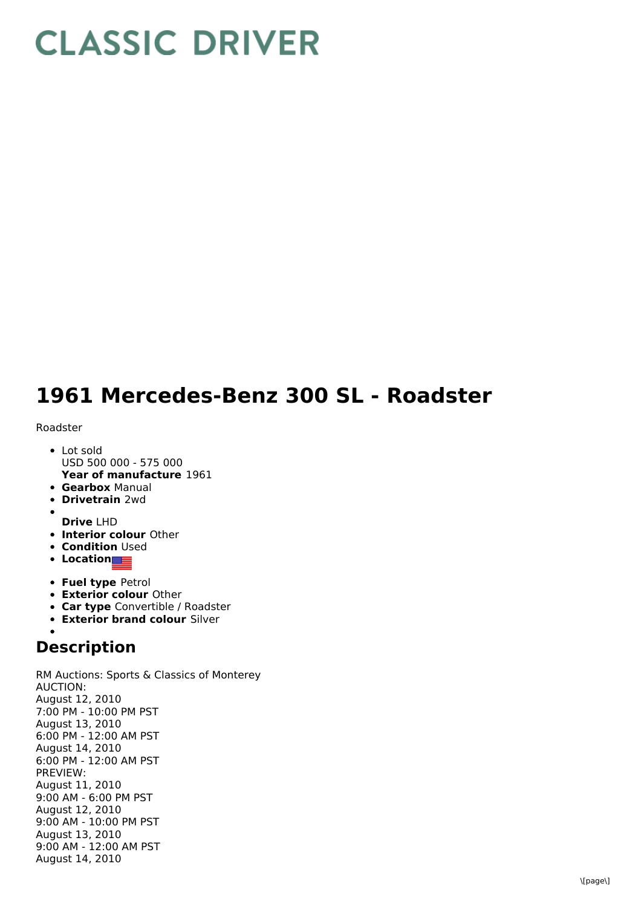# CLASSIC DRIVER

# 1961 Mercedes-Benz 300 SL - Roadster

Roadster

- Lot sold
  USD 500 000 - 575 000
  **Year of manufacture** 1961
- **Gearbox** Manual
- **Drivetrain** 2wd
- **Drive** LHD
- **Interior colour** Other
- **Condition** Used
- **Location**
- **Fuel type** Petrol
- **Exterior colour** Other
- **Car type** Convertible / Roadster
- **Exterior brand colour** Silver

## Description

RM Auctions: Sports & Classics of Monterey
AUCTION:
August 12, 2010
7:00 PM - 10:00 PM PST
August 13, 2010
6:00 PM - 12:00 AM PST
August 14, 2010
6:00 PM - 12:00 AM PST
PREVIEW:
August 11, 2010
9:00 AM - 6:00 PM PST
August 12, 2010
9:00 AM - 10:00 PM PST
August 13, 2010
9:00 AM - 12:00 AM PST
August 14, 2010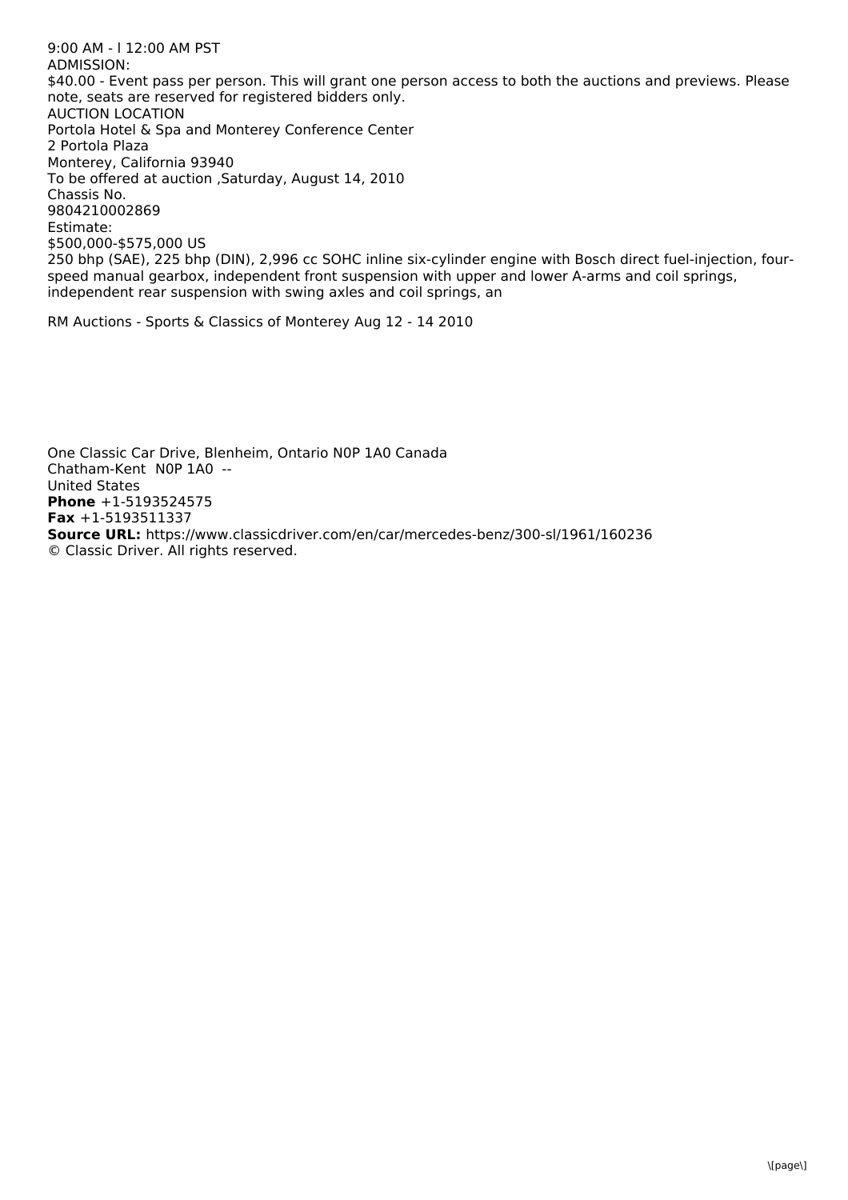9:00 AM - l 12:00 AM PST
ADMISSION:
$40.00 - Event pass per person. This will grant one person access to both the auctions and previews. Please note, seats are reserved for registered bidders only.
AUCTION LOCATION
Portola Hotel & Spa and Monterey Conference Center
2 Portola Plaza
Monterey, California 93940
To be offered at auction ,Saturday, August 14, 2010
Chassis No.
9804210002869
Estimate:
$500,000-$575,000 US
250 bhp (SAE), 225 bhp (DIN), 2,996 cc SOHC inline six-cylinder engine with Bosch direct fuel-injection, four-speed manual gearbox, independent front suspension with upper and lower A-arms and coil springs, independent rear suspension with swing axles and coil springs, an

RM Auctions - Sports & Classics of Monterey Aug 12 - 14 2010

One Classic Car Drive, Blenheim, Ontario N0P 1A0 Canada
Chatham-Kent N0P 1A0 --
United States
**Phone** +1-5193524575
**Fax** +1-5193511337
**Source URL:** https://www.classicdriver.com/en/car/mercedes-benz/300-sl/1961/160236
© Classic Driver. All rights reserved.